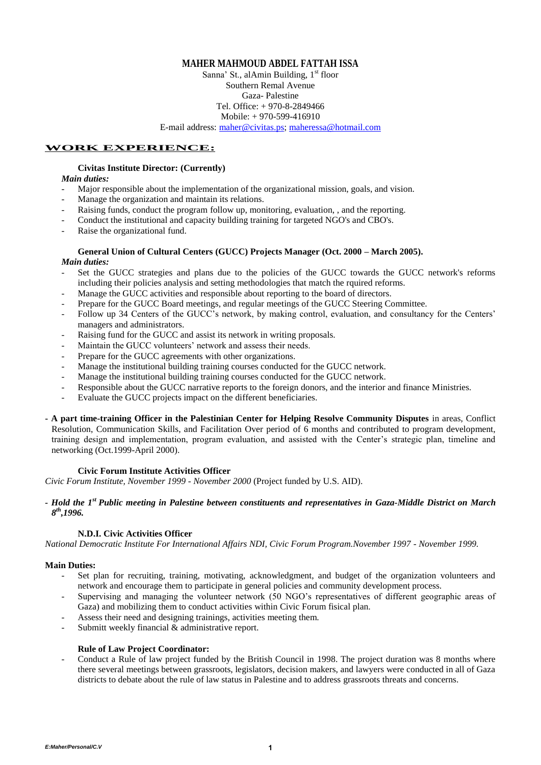# MAHER MAHMOUD ABDEL FATTAH ISSA

Sanna' St., alAmin Building, 1st floor
Southern Remal Avenue
Gaza- Palestine
Tel. Office: + 970-8-2849466
Mobile: + 970-599-416910
E-mail address: maher@civitas.ps; maheressa@hotmail.com

## WORK EXPERIENCE:

**Civitas Institute Director: (Currently)**

***Main duties:***

- Major responsible about the implementation of the organizational mission, goals, and vision.
- Manage the organization and maintain its relations.
- Raising funds, conduct the program follow up, monitoring, evaluation, , and the reporting.
- Conduct the institutional and capacity building training for targeted NGO's and CBO's.
- Raise the organizational fund.

**General Union of Cultural Centers (GUCC) Projects Manager (Oct. 2000 – March 2005).**

***Main duties:***

- Set the GUCC strategies and plans due to the policies of the GUCC towards the GUCC network's reforms including their policies analysis and setting methodologies that match the rquired reforms.
- Manage the GUCC activities and responsible about reporting to the board of directors.
- Prepare for the GUCC Board meetings, and regular meetings of the GUCC Steering Committee.
- Follow up 34 Centers of the GUCC's network, by making control, evaluation, and consultancy for the Centers' managers and administrators.
- Raising fund for the GUCC and assist its network in writing proposals.
- Maintain the GUCC volunteers' network and assess their needs.
- Prepare for the GUCC agreements with other organizations.
- Manage the institutional building training courses conducted for the GUCC network.
- Manage the institutional building training courses conducted for the GUCC network.
- Responsible about the GUCC narrative reports to the foreign donors, and the interior and finance Ministries.
- Evaluate the GUCC projects impact on the different beneficiaries.

- **A part time-training Officer in the Palestinian Center for Helping Resolve Community Disputes** in areas, Conflict Resolution, Communication Skills, and Facilitation Over period of 6 months and contributed to program development, training design and implementation, program evaluation, and assisted with the Center's strategic plan, timeline and networking (Oct.1999-April 2000).

**Civic Forum Institute Activities Officer**

*Civic Forum Institute, November 1999 - November 2000* (Project funded by U.S. AID).

- ***Hold the 1st Public meeting in Palestine between constituents and representatives in Gaza-Middle District on March 8th,1996.***

**N.D.I. Civic Activities Officer**

*National Democratic Institute For International Affairs NDI, Civic Forum Program.November 1997 - November 1999.*

**Main Duties:**

- Set plan for recruiting, training, motivating, acknowledgment, and budget of the organization volunteers and network and encourage them to participate in general policies and community development process.
- Supervising and managing the volunteer network (50 NGO's representatives of different geographic areas of Gaza) and mobilizing them to conduct activities within Civic Forum fisical plan.
- Assess their need and designing trainings, activities meeting them.
- Submitt weekly financial & administrative report.

**Rule of Law Project Coordinator:**

- Conduct a Rule of law project funded by the British Council in 1998. The project duration was 8 months where there several meetings between grassroots, legislators, decision makers, and lawyers were conducted in all of Gaza districts to debate about the rule of law status in Palestine and to address grassroots threats and concerns.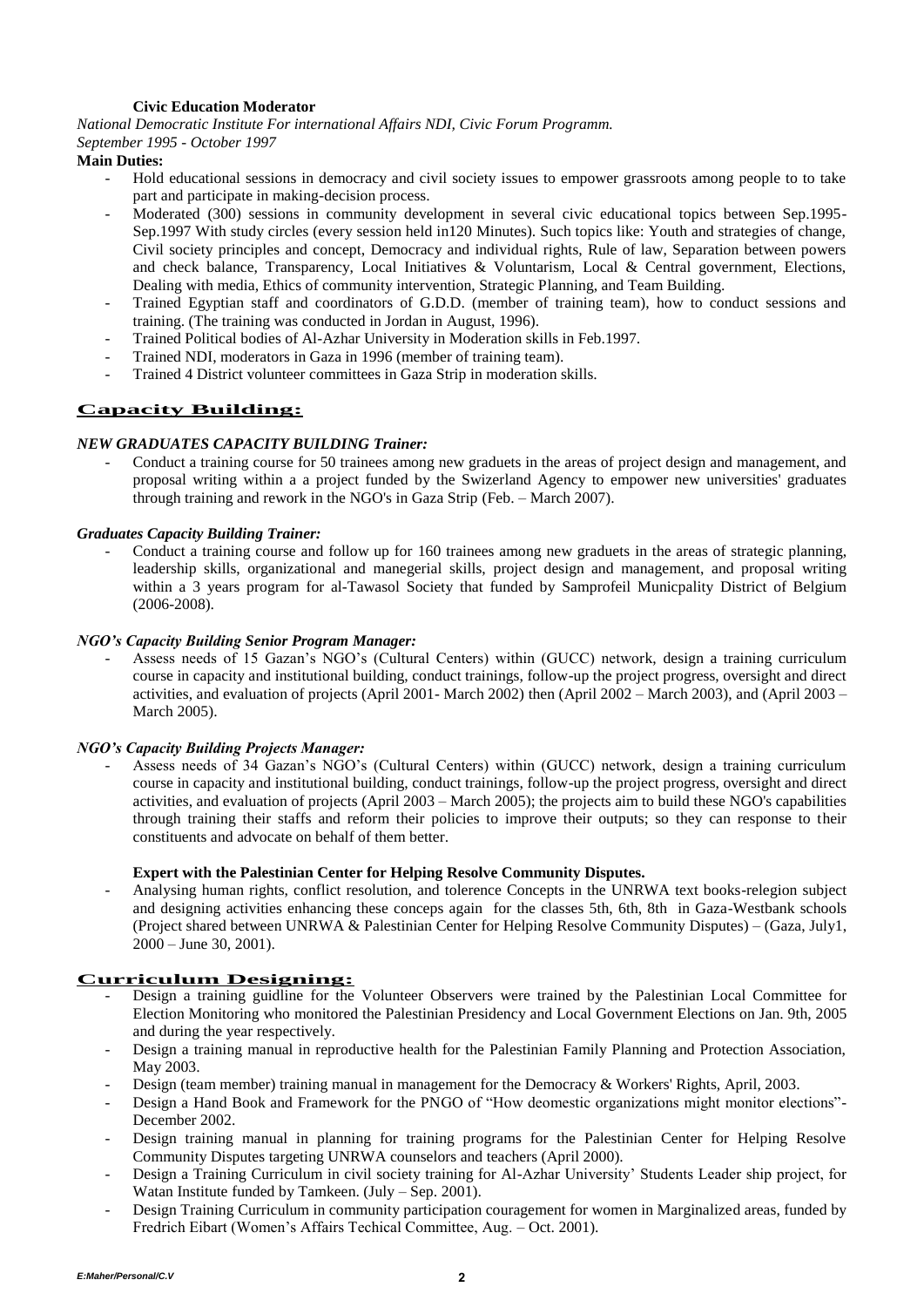**Civic Education Moderator**

*National Democratic Institute For international Affairs NDI, Civic Forum Programm.*
*September 1995 - October 1997*

**Main Duties:**

- Hold educational sessions in democracy and civil society issues to empower grassroots among people to to take part and participate in making-decision process.
- Moderated (300) sessions in community development in several civic educational topics between Sep.1995-Sep.1997 With study circles (every session held in120 Minutes). Such topics like: Youth and strategies of change, Civil society principles and concept, Democracy and individual rights, Rule of law, Separation between powers and check balance, Transparency, Local Initiatives & Voluntarism, Local & Central government, Elections, Dealing with media, Ethics of community intervention, Strategic Planning, and Team Building.
- Trained Egyptian staff and coordinators of G.D.D. (member of training team), how to conduct sessions and training. (The training was conducted in Jordan in August, 1996).
- Trained Political bodies of Al-Azhar University in Moderation skills in Feb.1997.
- Trained NDI, moderators in Gaza in 1996 (member of training team).
- Trained 4 District volunteer committees in Gaza Strip in moderation skills.

## Capacity Building:

***NEW GRADUATES CAPACITY BUILDING Trainer:***

- Conduct a training course for 50 trainees among new graduets in the areas of project design and management, and proposal writing within a a project funded by the Swizerland Agency to empower new universities' graduates through training and rework in the NGO's in Gaza Strip (Feb. – March 2007).

***Graduates Capacity Building Trainer:***

- Conduct a training course and follow up for 160 trainees among new graduets in the areas of strategic planning, leadership skills, organizational and manegerial skills, project design and management, and proposal writing within a 3 years program for al-Tawasol Society that funded by Samprofeil Municpality District of Belgium (2006-2008).

***NGO's Capacity Building Senior Program Manager:***

- Assess needs of 15 Gazan's NGO's (Cultural Centers) within (GUCC) network, design a training curriculum course in capacity and institutional building, conduct trainings, follow-up the project progress, oversight and direct activities, and evaluation of projects (April 2001- March 2002) then (April 2002 – March 2003), and (April 2003 – March 2005).

***NGO's Capacity Building Projects Manager:***

- Assess needs of 34 Gazan's NGO's (Cultural Centers) within (GUCC) network, design a training curriculum course in capacity and institutional building, conduct trainings, follow-up the project progress, oversight and direct activities, and evaluation of projects (April 2003 – March 2005); the projects aim to build these NGO's capabilities through training their staffs and reform their policies to improve their outputs; so they can response to their constituents and advocate on behalf of them better.

**Expert with the Palestinian Center for Helping Resolve Community Disputes.**

- Analysing human rights, conflict resolution, and tolerence Concepts in the UNRWA text books-relegion subject and designing activities enhancing these conceps again for the classes 5th, 6th, 8th in Gaza-Westbank schools (Project shared between UNRWA & Palestinian Center for Helping Resolve Community Disputes) – (Gaza, July1, 2000 – June 30, 2001).

## Curriculum Designing:

- Design a training guidline for the Volunteer Observers were trained by the Palestinian Local Committee for Election Monitoring who monitored the Palestinian Presidency and Local Government Elections on Jan. 9th, 2005 and during the year respectively.
- Design a training manual in reproductive health for the Palestinian Family Planning and Protection Association, May 2003.
- Design (team member) training manual in management for the Democracy & Workers' Rights, April, 2003.
- Design a Hand Book and Framework for the PNGO of "How deomestic organizations might monitor elections"- December 2002.
- Design training manual in planning for training programs for the Palestinian Center for Helping Resolve Community Disputes targeting UNRWA counselors and teachers (April 2000).
- Design a Training Curriculum in civil society training for Al-Azhar University' Students Leader ship project, for Watan Institute funded by Tamkeen. (July – Sep. 2001).
- Design Training Curriculum in community participation couragement for women in Marginalized areas, funded by Fredrich Eibart (Women's Affairs Techical Committee, Aug. – Oct. 2001).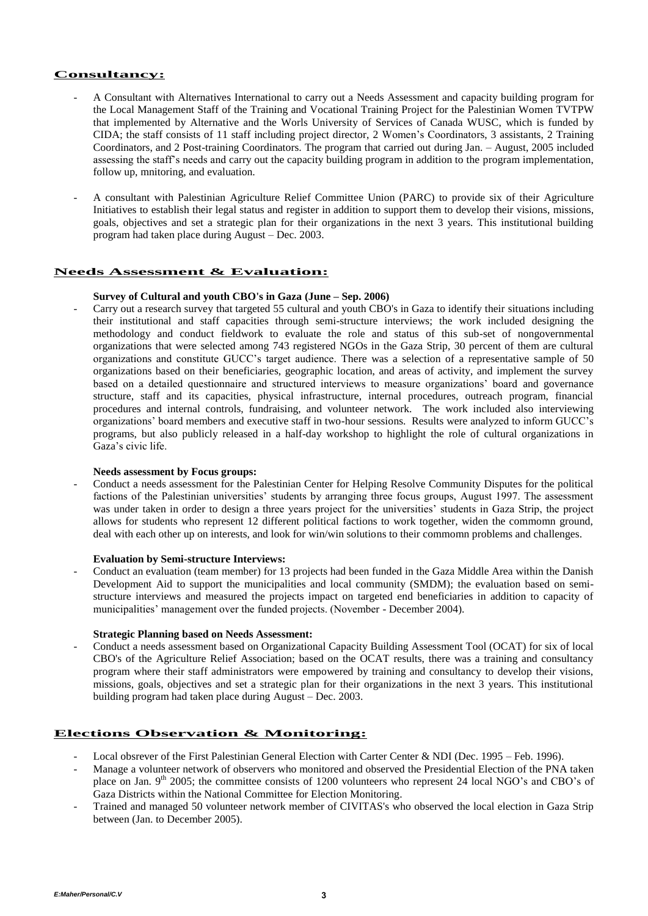## Consultancy:

- A Consultant with Alternatives International to carry out a Needs Assessment and capacity building program for the Local Management Staff of the Training and Vocational Training Project for the Palestinian Women TVTPW that implemented by Alternative and the Worls University of Services of Canada WUSC, which is funded by CIDA; the staff consists of 11 staff including project director, 2 Women's Coordinators, 3 assistants, 2 Training Coordinators, and 2 Post-training Coordinators. The program that carried out during Jan. – August, 2005 included assessing the staff's needs and carry out the capacity building program in addition to the program implementation, follow up, mnitoring, and evaluation.
- A consultant with Palestinian Agriculture Relief Committee Union (PARC) to provide six of their Agriculture Initiatives to establish their legal status and register in addition to support them to develop their visions, missions, goals, objectives and set a strategic plan for their organizations in the next 3 years. This institutional building program had taken place during August – Dec. 2003.

## Needs Assessment & Evaluation:

**Survey of Cultural and youth CBO's in Gaza (June – Sep. 2006)**

- Carry out a research survey that targeted 55 cultural and youth CBO's in Gaza to identify their situations including their institutional and staff capacities through semi-structure interviews; the work included designing the methodology and conduct fieldwork to evaluate the role and status of this sub-set of nongovernmental organizations that were selected among 743 registered NGOs in the Gaza Strip, 30 percent of them are cultural organizations and constitute GUCC's target audience. There was a selection of a representative sample of 50 organizations based on their beneficiaries, geographic location, and areas of activity, and implement the survey based on a detailed questionnaire and structured interviews to measure organizations' board and governance structure, staff and its capacities, physical infrastructure, internal procedures, outreach program, financial procedures and internal controls, fundraising, and volunteer network. The work included also interviewing organizations' board members and executive staff in two-hour sessions. Results were analyzed to inform GUCC's programs, but also publicly released in a half-day workshop to highlight the role of cultural organizations in Gaza's civic life.

**Needs assessment by Focus groups:**

- Conduct a needs assessment for the Palestinian Center for Helping Resolve Community Disputes for the political factions of the Palestinian universities' students by arranging three focus groups, August 1997. The assessment was under taken in order to design a three years project for the universities' students in Gaza Strip, the project allows for students who represent 12 different political factions to work together, widen the commomn ground, deal with each other up on interests, and look for win/win solutions to their commomn problems and challenges.

**Evaluation by Semi-structure Interviews:**

- Conduct an evaluation (team member) for 13 projects had been funded in the Gaza Middle Area within the Danish Development Aid to support the municipalities and local community (SMDM); the evaluation based on semi-structure interviews and measured the projects impact on targeted end beneficiaries in addition to capacity of municipalities' management over the funded projects. (November - December 2004).

**Strategic Planning based on Needs Assessment:**

- Conduct a needs assessment based on Organizational Capacity Building Assessment Tool (OCAT) for six of local CBO's of the Agriculture Relief Association; based on the OCAT results, there was a training and consultancy program where their staff administrators were empowered by training and consultancy to develop their visions, missions, goals, objectives and set a strategic plan for their organizations in the next 3 years. This institutional building program had taken place during August – Dec. 2003.

## Elections Observation & Monitoring:

- Local obsrever of the First Palestinian General Election with Carter Center & NDI (Dec. 1995 – Feb. 1996).
- Manage a volunteer network of observers who monitored and observed the Presidential Election of the PNA taken place on Jan. 9th 2005; the committee consists of 1200 volunteers who represent 24 local NGO's and CBO's of Gaza Districts within the National Committee for Election Monitoring.
- Trained and managed 50 volunteer network member of CIVITAS's who observed the local election in Gaza Strip between (Jan. to December 2005).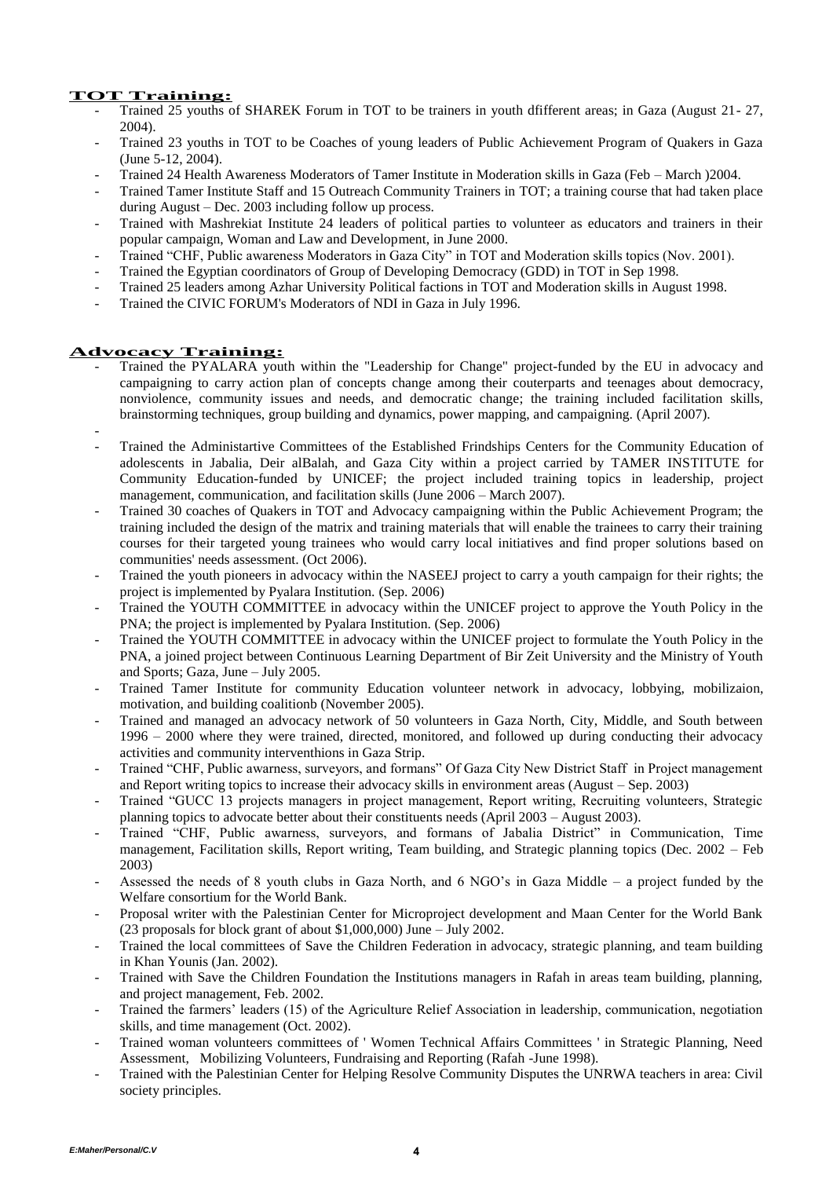## TOT Training:

- Trained 25 youths of SHAREK Forum in TOT to be trainers in youth dfifferent areas; in Gaza (August 21- 27, 2004).
- Trained 23 youths in TOT to be Coaches of young leaders of Public Achievement Program of Quakers in Gaza (June 5-12, 2004).
- Trained 24 Health Awareness Moderators of Tamer Institute in Moderation skills in Gaza (Feb – March )2004.
- Trained Tamer Institute Staff and 15 Outreach Community Trainers in TOT; a training course that had taken place during August – Dec. 2003 including follow up process.
- Trained with Mashrekiat Institute 24 leaders of political parties to volunteer as educators and trainers in their popular campaign, Woman and Law and Development, in June 2000.
- Trained "CHF, Public awareness Moderators in Gaza City" in TOT and Moderation skills topics (Nov. 2001).
- Trained the Egyptian coordinators of Group of Developing Democracy (GDD) in TOT in Sep 1998.
- Trained 25 leaders among Azhar University Political factions in TOT and Moderation skills in August 1998.
- Trained the CIVIC FORUM's Moderators of NDI in Gaza in July 1996.

## Advocacy Training:

- Trained the PYALARA youth within the "Leadership for Change" project-funded by the EU in advocacy and campaigning to carry action plan of concepts change among their couterparts and teenages about democracy, nonviolence, community issues and needs, and democratic change; the training included facilitation skills, brainstorming techniques, group building and dynamics, power mapping, and campaigning. (April 2007).
-
- Trained the Administartive Committees of the Established Frindships Centers for the Community Education of adolescents in Jabalia, Deir alBalah, and Gaza City within a project carried by TAMER INSTITUTE for Community Education-funded by UNICEF; the project included training topics in leadership, project management, communication, and facilitation skills (June 2006 – March 2007).
- Trained 30 coaches of Quakers in TOT and Advocacy campaigning within the Public Achievement Program; the training included the design of the matrix and training materials that will enable the trainees to carry their training courses for their targeted young trainees who would carry local initiatives and find proper solutions based on communities' needs assessment. (Oct 2006).
- Trained the youth pioneers in advocacy within the NASEEJ project to carry a youth campaign for their rights; the project is implemented by Pyalara Institution. (Sep. 2006)
- Trained the YOUTH COMMITTEE in advocacy within the UNICEF project to approve the Youth Policy in the PNA; the project is implemented by Pyalara Institution. (Sep. 2006)
- Trained the YOUTH COMMITTEE in advocacy within the UNICEF project to formulate the Youth Policy in the PNA, a joined project between Continuous Learning Department of Bir Zeit University and the Ministry of Youth and Sports; Gaza, June – July 2005.
- Trained Tamer Institute for community Education volunteer network in advocacy, lobbying, mobilizaion, motivation, and building coalitionb (November 2005).
- Trained and managed an advocacy network of 50 volunteers in Gaza North, City, Middle, and South between 1996 – 2000 where they were trained, directed, monitored, and followed up during conducting their advocacy activities and community interventhions in Gaza Strip.
- Trained "CHF, Public awarness, surveyors, and formans" Of Gaza City New District Staff in Project management and Report writing topics to increase their advocacy skills in environment areas (August – Sep. 2003)
- Trained "GUCC 13 projects managers in project management, Report writing, Recruiting volunteers, Strategic planning topics to advocate better about their constituents needs (April 2003 – August 2003).
- Trained "CHF, Public awarness, surveyors, and formans of Jabalia District" in Communication, Time management, Facilitation skills, Report writing, Team building, and Strategic planning topics (Dec. 2002 – Feb 2003)
- Assessed the needs of 8 youth clubs in Gaza North, and 6 NGO's in Gaza Middle – a project funded by the Welfare consortium for the World Bank.
- Proposal writer with the Palestinian Center for Microproject development and Maan Center for the World Bank (23 proposals for block grant of about $1,000,000) June – July 2002.
- Trained the local committees of Save the Children Federation in advocacy, strategic planning, and team building in Khan Younis (Jan. 2002).
- Trained with Save the Children Foundation the Institutions managers in Rafah in areas team building, planning, and project management, Feb. 2002.
- Trained the farmers' leaders (15) of the Agriculture Relief Association in leadership, communication, negotiation skills, and time management (Oct. 2002).
- Trained woman volunteers committees of ' Women Technical Affairs Committees ' in Strategic Planning, Need Assessment, Mobilizing Volunteers, Fundraising and Reporting (Rafah -June 1998).
- Trained with the Palestinian Center for Helping Resolve Community Disputes the UNRWA teachers in area: Civil society principles.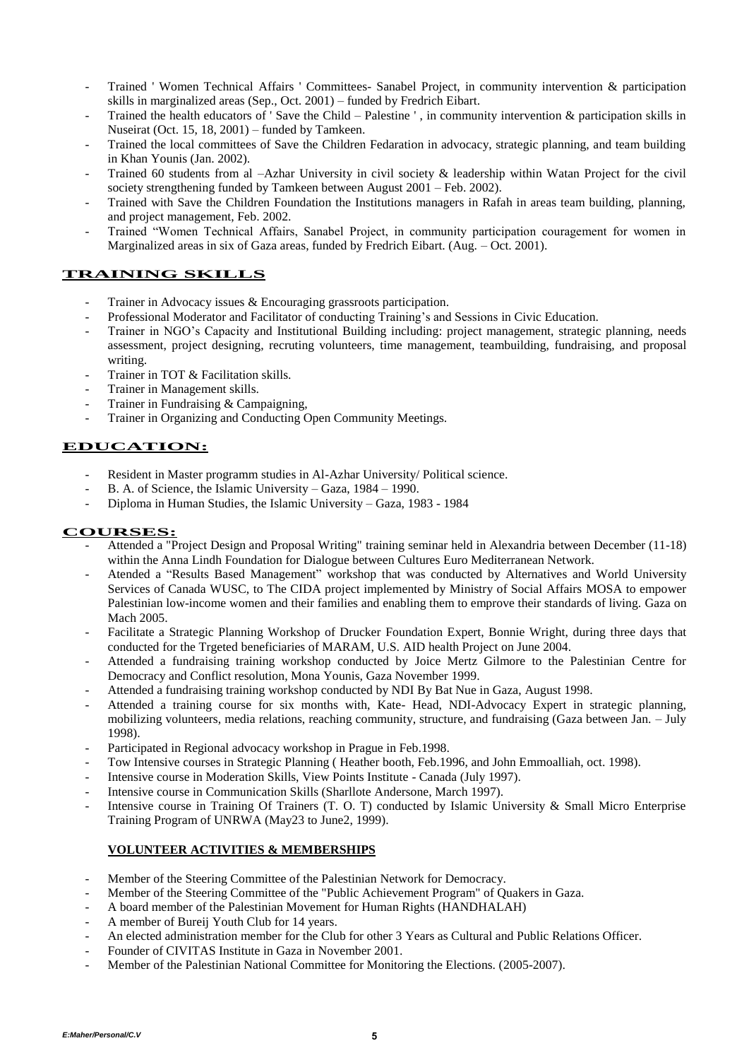- Trained ' Women Technical Affairs ' Committees- Sanabel Project, in community intervention & participation skills in marginalized areas (Sep., Oct. 2001) – funded by Fredrich Eibart.
- Trained the health educators of ' Save the Child – Palestine ' , in community intervention & participation skills in Nuseirat (Oct. 15, 18, 2001) – funded by Tamkeen.
- Trained the local committees of Save the Children Fedaration in advocacy, strategic planning, and team building in Khan Younis (Jan. 2002).
- Trained 60 students from al –Azhar University in civil society & leadership within Watan Project for the civil society strengthening funded by Tamkeen between August 2001 – Feb. 2002).
- Trained with Save the Children Foundation the Institutions managers in Rafah in areas team building, planning, and project management, Feb. 2002.
- Trained "Women Technical Affairs, Sanabel Project, in community participation couragement for women in Marginalized areas in six of Gaza areas, funded by Fredrich Eibart. (Aug. – Oct. 2001).

## TRAINING SKILLS

- Trainer in Advocacy issues & Encouraging grassroots participation.
- Professional Moderator and Facilitator of conducting Training's and Sessions in Civic Education.
- Trainer in NGO's Capacity and Institutional Building including: project management, strategic planning, needs assessment, project designing, recruting volunteers, time management, teambuilding, fundraising, and proposal writing.
- Trainer in TOT & Facilitation skills.
- Trainer in Management skills.
- Trainer in Fundraising & Campaigning,
- Trainer in Organizing and Conducting Open Community Meetings.

## EDUCATION:

- Resident in Master programm studies in Al-Azhar University/ Political science.
- B. A. of Science, the Islamic University – Gaza, 1984 – 1990.
- Diploma in Human Studies, the Islamic University – Gaza, 1983 - 1984

## COURSES:

- Attended a "Project Design and Proposal Writing" training seminar held in Alexandria between December (11-18) within the Anna Lindh Foundation for Dialogue between Cultures Euro Mediterranean Network.
- Atended a "Results Based Management" workshop that was conducted by Alternatives and World University Services of Canada WUSC, to The CIDA project implemented by Ministry of Social Affairs MOSA to empower Palestinian low-income women and their families and enabling them to emprove their standards of living. Gaza on Mach 2005.
- Facilitate a Strategic Planning Workshop of Drucker Foundation Expert, Bonnie Wright, during three days that conducted for the Trgeted beneficiaries of MARAM, U.S. AID health Project on June 2004.
- Attended a fundraising training workshop conducted by Joice Mertz Gilmore to the Palestinian Centre for Democracy and Conflict resolution, Mona Younis, Gaza November 1999.
- Attended a fundraising training workshop conducted by NDI By Bat Nue in Gaza, August 1998.
- Attended a training course for six months with, Kate- Head, NDI-Advocacy Expert in strategic planning, mobilizing volunteers, media relations, reaching community, structure, and fundraising (Gaza between Jan. – July 1998).
- Participated in Regional advocacy workshop in Prague in Feb.1998.
- Tow Intensive courses in Strategic Planning ( Heather booth, Feb.1996, and John Emmoalliah, oct. 1998).
- Intensive course in Moderation Skills, View Points Institute - Canada (July 1997).
- Intensive course in Communication Skills (Sharllote Andersone, March 1997).
- Intensive course in Training Of Trainers (T. O. T) conducted by Islamic University & Small Micro Enterprise Training Program of UNRWA (May23 to June2, 1999).

## VOLUNTEER ACTIVITIES & MEMBERSHIPS

- Member of the Steering Committee of the Palestinian Network for Democracy.
- Member of the Steering Committee of the "Public Achievement Program" of Quakers in Gaza.
- A board member of the Palestinian Movement for Human Rights (HANDHALAH)
- A member of Bureij Youth Club for 14 years.
- An elected administration member for the Club for other 3 Years as Cultural and Public Relations Officer.
- Founder of CIVITAS Institute in Gaza in November 2001.
- Member of the Palestinian National Committee for Monitoring the Elections. (2005-2007).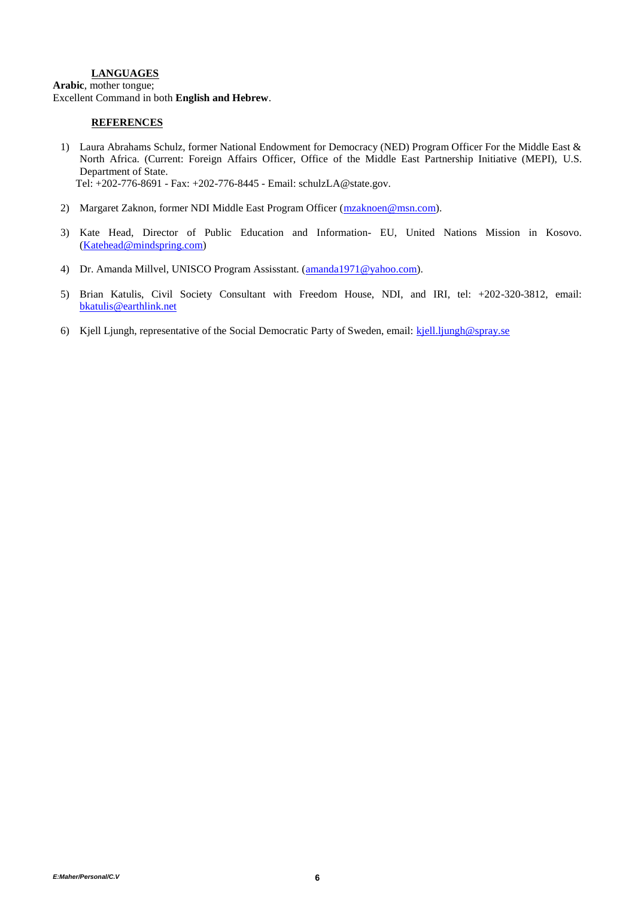## LANGUAGES

**Arabic**, mother tongue;
Excellent Command in both **English and Hebrew**.

## REFERENCES

1) Laura Abrahams Schulz, former National Endowment for Democracy (NED) Program Officer For the Middle East & North Africa. (Current: Foreign Affairs Officer, Office of the Middle East Partnership Initiative (MEPI), U.S. Department of State.
   Tel: +202-776-8691 - Fax: +202-776-8445 - Email: schulzLA@state.gov.

2) Margaret Zaknon, former NDI Middle East Program Officer (mzaknoen@msn.com).

3) Kate Head, Director of Public Education and Information- EU, United Nations Mission in Kosovo. (Katehead@mindspring.com)

4) Dr. Amanda Millvel, UNISCO Program Assisstant. (amanda1971@yahoo.com).

5) Brian Katulis, Civil Society Consultant with Freedom House, NDI, and IRI, tel: +202-320-3812, email: bkatulis@earthlink.net

6) Kjell Ljungh, representative of the Social Democratic Party of Sweden, email: kjell.ljungh@spray.se